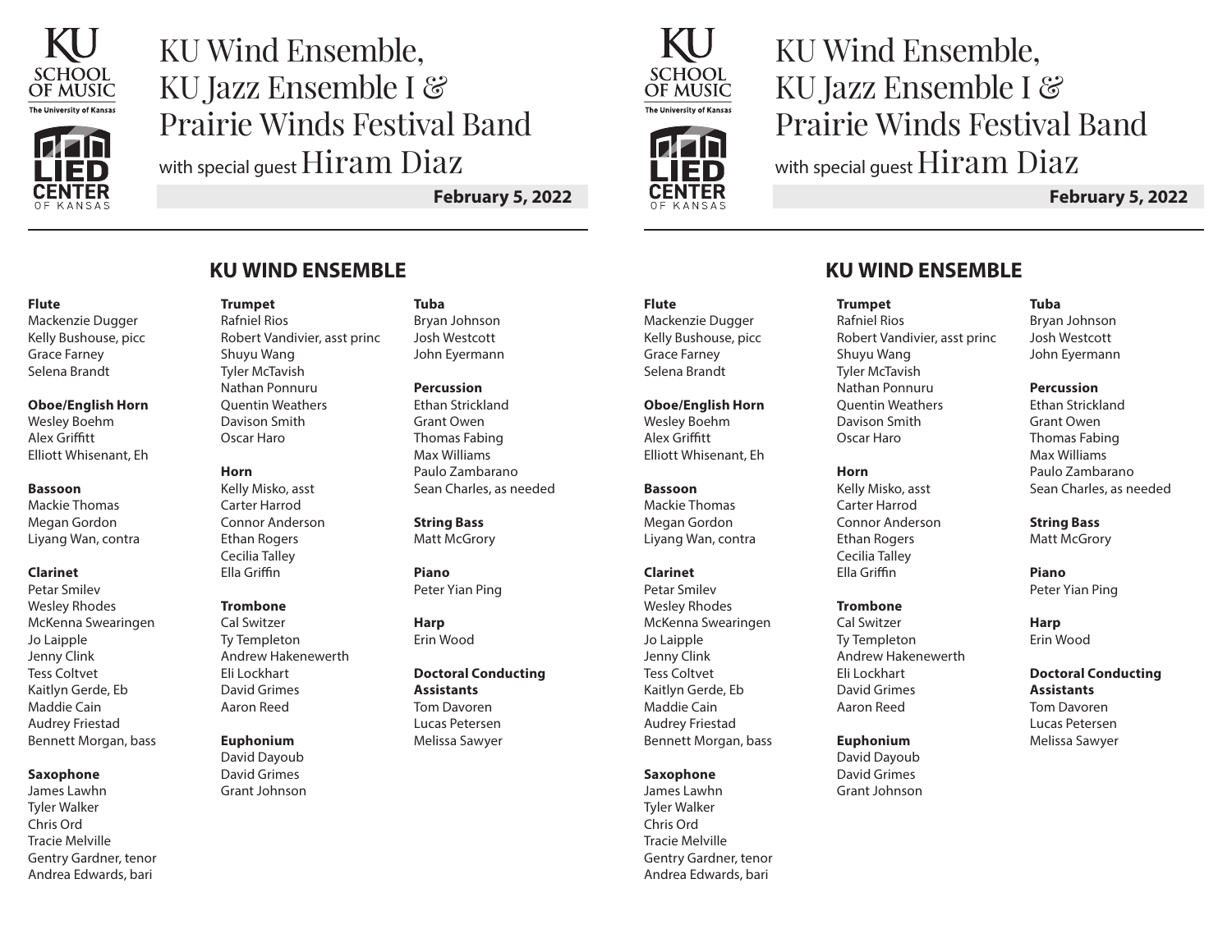# KU Wind Ensemble, KU Jazz Ensemble I & Prairie Winds Festival Band

with special guest Hiram Diaz

**February 5, 2022**

## KU WIND ENSEMBLE

**Flute**
Mackenzie Dugger
Kelly Bushouse, picc
Grace Farney
Selena Brandt

**Oboe/English Horn**
Wesley Boehm
Alex Griffitt
Elliott Whisenant, Eh

**Bassoon**
Mackie Thomas
Megan Gordon
Liyang Wan, contra

**Clarinet**
Petar Smilev
Wesley Rhodes
McKenna Swearingen
Jo Laipple
Jenny Clink
Tess Coltvet
Kaitlyn Gerde, Eb
Maddie Cain
Audrey Friestad
Bennett Morgan, bass

**Saxophone**
James Lawhn
Tyler Walker
Chris Ord
Tracie Melville
Gentry Gardner, tenor
Andrea Edwards, bari

**Trumpet**
Rafniel Rios
Robert Vandivier, asst princ
Shuyu Wang
Tyler McTavish
Nathan Ponnuru
Quentin Weathers
Davison Smith
Oscar Haro

**Horn**
Kelly Misko, asst
Carter Harrod
Connor Anderson
Ethan Rogers
Cecilia Talley
Ella Griffin

**Trombone**
Cal Switzer
Ty Templeton
Andrew Hakenewerth
Eli Lockhart
David Grimes
Aaron Reed

**Euphonium**
David Dayoub
David Grimes
Grant Johnson

**Tuba**
Bryan Johnson
Josh Westcott
John Eyermann

**Percussion**
Ethan Strickland
Grant Owen
Thomas Fabing
Max Williams
Paulo Zambarano
Sean Charles, as needed

**String Bass**
Matt McGrory

**Piano**
Peter Yian Ping

**Harp**
Erin Wood

**Doctoral Conducting Assistants**
Tom Davoren
Lucas Petersen
Melissa Sawyer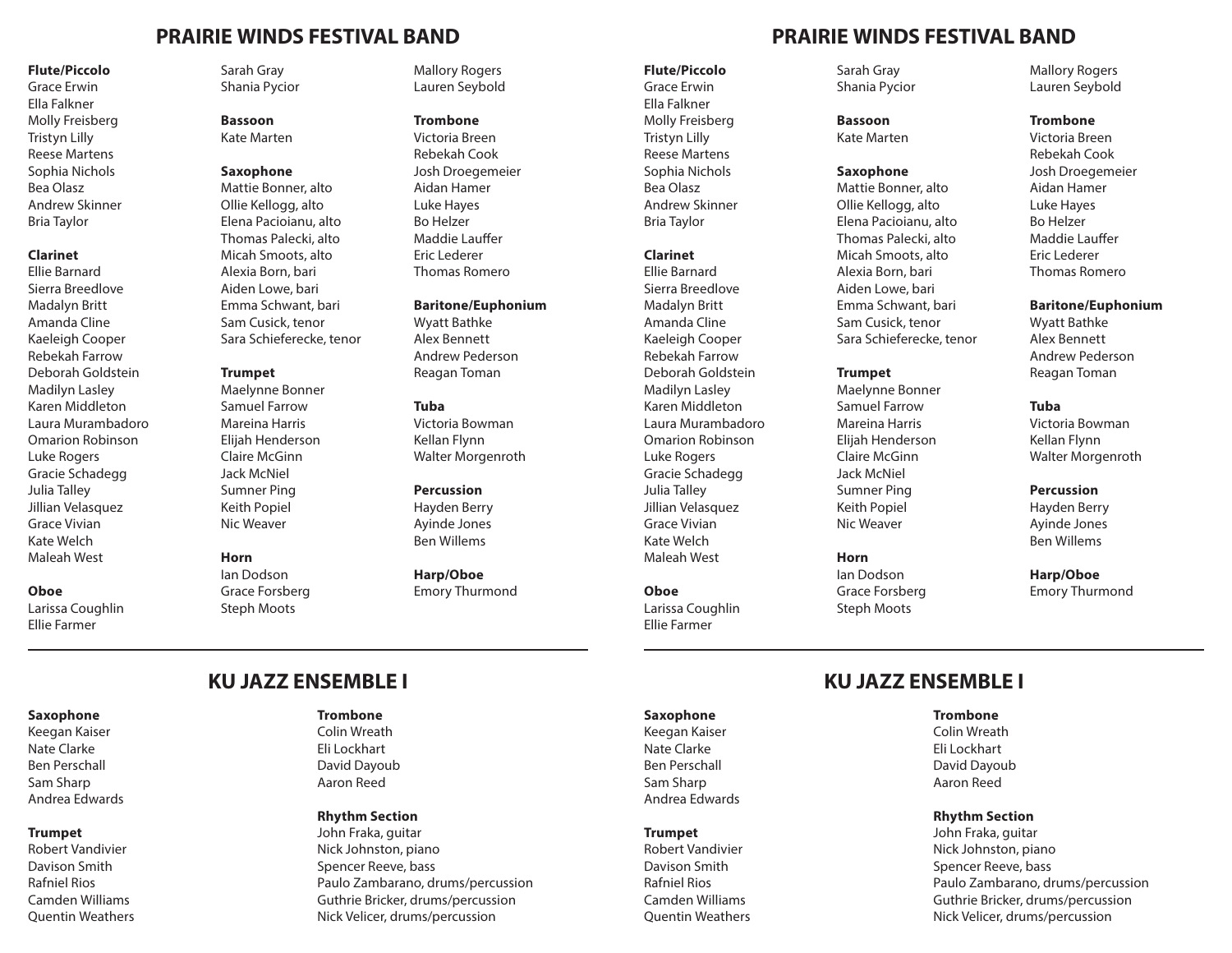## PRAIRIE WINDS FESTIVAL BAND

**Flute/Piccolo**
Grace Erwin
Ella Falkner
Molly Freisberg
Tristyn Lilly
Reese Martens
Sophia Nichols
Bea Olasz
Andrew Skinner
Bria Taylor

**Clarinet**
Ellie Barnard
Sierra Breedlove
Madalyn Britt
Amanda Cline
Kaeleigh Cooper
Rebekah Farrow
Deborah Goldstein
Madilyn Lasley
Karen Middleton
Laura Murambadoro
Omarion Robinson
Luke Rogers
Gracie Schadegg
Julia Talley
Jillian Velasquez
Grace Vivian
Kate Welch
Maleah West

**Oboe**
Larissa Coughlin
Ellie Farmer
Sarah Gray
Shania Pycior

**Bassoon**
Kate Marten

**Saxophone**
Mattie Bonner, alto
Ollie Kellogg, alto
Elena Pacioianu, alto
Thomas Palecki, alto
Micah Smoots, alto
Alexia Born, bari
Aiden Lowe, bari
Emma Schwant, bari
Sam Cusick, tenor
Sara Schieferecke, tenor

**Trumpet**
Maelynne Bonner
Samuel Farrow
Mareina Harris
Elijah Henderson
Claire McGinn
Jack McNiel
Sumner Ping
Keith Popiel
Nic Weaver

**Horn**
Ian Dodson
Grace Forsberg
Steph Moots
Mallory Rogers
Lauren Seybold

**Trombone**
Victoria Breen
Rebekah Cook
Josh Droegemeier
Aidan Hamer
Luke Hayes
Bo Helzer
Maddie Lauffer
Eric Lederer
Thomas Romero

**Baritone/Euphonium**
Wyatt Bathke
Alex Bennett
Andrew Pederson
Reagan Toman

**Tuba**
Victoria Bowman
Kellan Flynn
Walter Morgenroth

**Percussion**
Hayden Berry
Ayinde Jones
Ben Willems

**Harp/Oboe**
Emory Thurmond

---

## KU JAZZ ENSEMBLE I

**Saxophone**
Keegan Kaiser
Nate Clarke
Ben Perschall
Sam Sharp
Andrea Edwards

**Trumpet**
Robert Vandivier
Davison Smith
Rafniel Rios
Camden Williams
Quentin Weathers

**Trombone**
Colin Wreath
Eli Lockhart
David Dayoub
Aaron Reed

**Rhythm Section**
John Fraka, guitar
Nick Johnston, piano
Spencer Reeve, bass
Paulo Zambarano, drums/percussion
Guthrie Bricker, drums/percussion
Nick Velicer, drums/percussion

## PRAIRIE WINDS FESTIVAL BAND

**Flute/Piccolo**
Grace Erwin
Ella Falkner
Molly Freisberg
Tristyn Lilly
Reese Martens
Sophia Nichols
Bea Olasz
Andrew Skinner
Bria Taylor

**Clarinet**
Ellie Barnard
Sierra Breedlove
Madalyn Britt
Amanda Cline
Kaeleigh Cooper
Rebekah Farrow
Deborah Goldstein
Madilyn Lasley
Karen Middleton
Laura Murambadoro
Omarion Robinson
Luke Rogers
Gracie Schadegg
Julia Talley
Jillian Velasquez
Grace Vivian
Kate Welch
Maleah West

**Oboe**
Larissa Coughlin
Ellie Farmer
Sarah Gray
Shania Pycior

**Bassoon**
Kate Marten

**Saxophone**
Mattie Bonner, alto
Ollie Kellogg, alto
Elena Pacioianu, alto
Thomas Palecki, alto
Micah Smoots, alto
Alexia Born, bari
Aiden Lowe, bari
Emma Schwant, bari
Sam Cusick, tenor
Sara Schieferecke, tenor

**Trumpet**
Maelynne Bonner
Samuel Farrow
Mareina Harris
Elijah Henderson
Claire McGinn
Jack McNiel
Sumner Ping
Keith Popiel
Nic Weaver

**Horn**
Ian Dodson
Grace Forsberg
Steph Moots
Mallory Rogers
Lauren Seybold

**Trombone**
Victoria Breen
Rebekah Cook
Josh Droegemeier
Aidan Hamer
Luke Hayes
Bo Helzer
Maddie Lauffer
Eric Lederer
Thomas Romero

**Baritone/Euphonium**
Wyatt Bathke
Alex Bennett
Andrew Pederson
Reagan Toman

**Tuba**
Victoria Bowman
Kellan Flynn
Walter Morgenroth

**Percussion**
Hayden Berry
Ayinde Jones
Ben Willems

**Harp/Oboe**
Emory Thurmond

---

## KU JAZZ ENSEMBLE I

**Saxophone**
Keegan Kaiser
Nate Clarke
Ben Perschall
Sam Sharp
Andrea Edwards

**Trumpet**
Robert Vandivier
Davison Smith
Rafniel Rios
Camden Williams
Quentin Weathers

**Trombone**
Colin Wreath
Eli Lockhart
David Dayoub
Aaron Reed

**Rhythm Section**
John Fraka, guitar
Nick Johnston, piano
Spencer Reeve, bass
Paulo Zambarano, drums/percussion
Guthrie Bricker, drums/percussion
Nick Velicer, drums/percussion